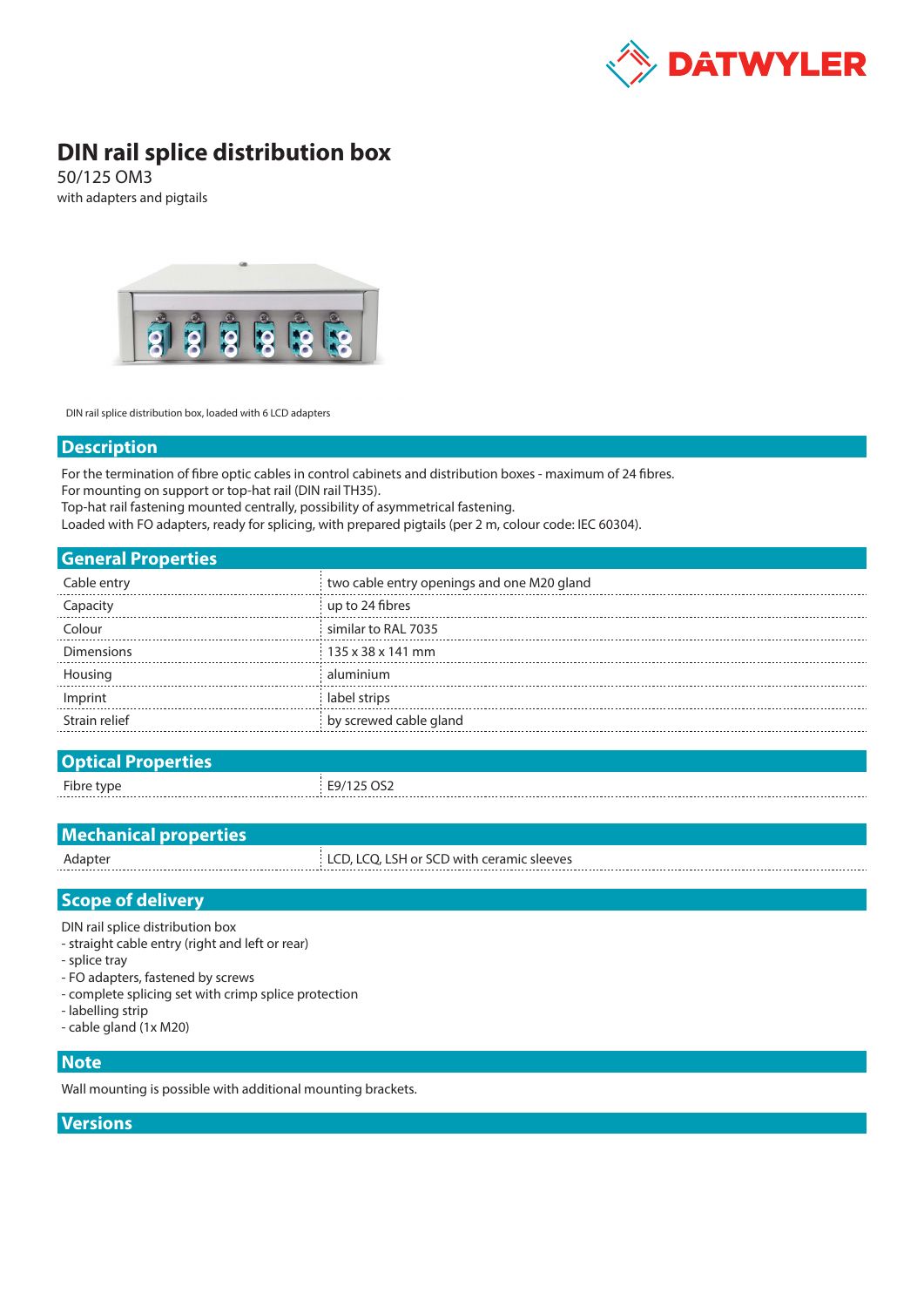# DIN rail splice distribution box

50/125 OM3

with adapters and pigtails

DIN rail splice distribution box, loaded with 6 LCD adapters

## Description

For the termination of fibre optic cables in control cabinets and distribution boxes - maximum of 24 fibres.
For mounting on support or top-hat rail (DIN rail TH35).
Top-hat rail fastening mounted centrally, possibility of asymmetrical fastening.
Loaded with FO adapters, ready for splicing, with prepared pigtails (per 2 m, colour code: IEC 60304).

## General Properties

| | |
|---|---|
| Cable entry | two cable entry openings and one M20 gland |
| Capacity | up to 24 fibres |
| Colour | similar to RAL 7035 |
| Dimensions | 135 x 38 x 141 mm |
| Housing | aluminium |
| Imprint | label strips |
| Strain relief | by screwed cable gland |

## Optical Properties

| | |
|---|---|
| Fibre type | E9/125 OS2 |

## Mechanical properties

| | |
|---|---|
| Adapter | LCD, LCQ, LSH or SCD with ceramic sleeves |

## Scope of delivery

DIN rail splice distribution box
- straight cable entry (right and left or rear)
- splice tray
- FO adapters, fastened by screws
- complete splicing set with crimp splice protection
- labelling strip
- cable gland (1x M20)

## Note

Wall mounting is possible with additional mounting brackets.

## Versions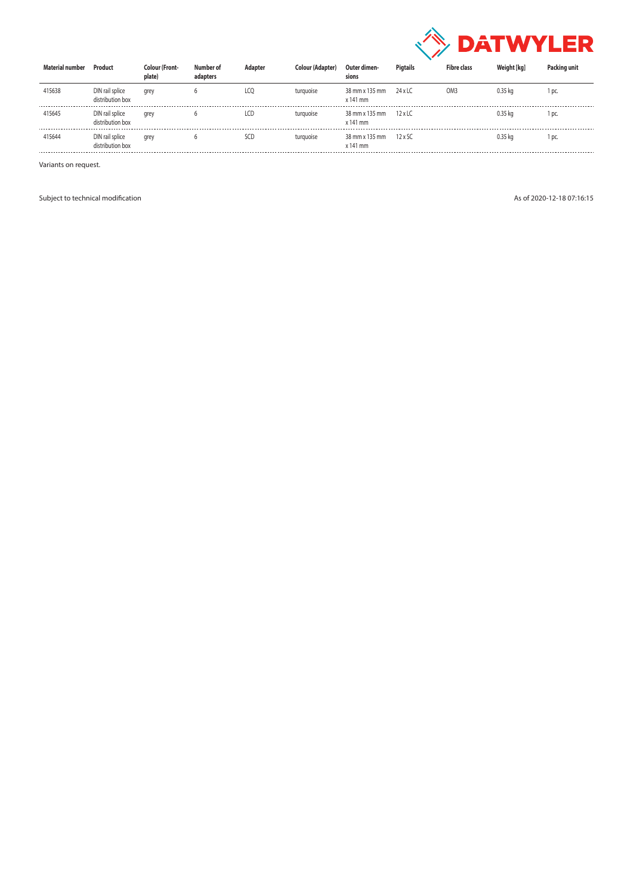| Material number | Product | Colour (Front-plate) | Number of adapters | Adapter | Colour (Adapter) | Outer dimensions | Pigtails | Fibre class | Weight [kg] | Packing unit |
|---|---|---|---|---|---|---|---|---|---|---|
| 415638 | DIN rail splice distribution box | grey | 6 | LCQ | turquoise | 38 mm x 135 mm x 141 mm | 24 x LC | OM3 | 0.35 kg | 1 pc. |
| 415645 | DIN rail splice distribution box | grey | 6 | LCD | turquoise | 38 mm x 135 mm x 141 mm | 12 x LC | | 0.35 kg | 1 pc. |
| 415644 | DIN rail splice distribution box | grey | 6 | SCD | turquoise | 38 mm x 135 mm x 141 mm | 12 x SC | | 0.35 kg | 1 pc. |

Variants on request.

Subject to technical modification

As of 2020-12-18 07:16:15